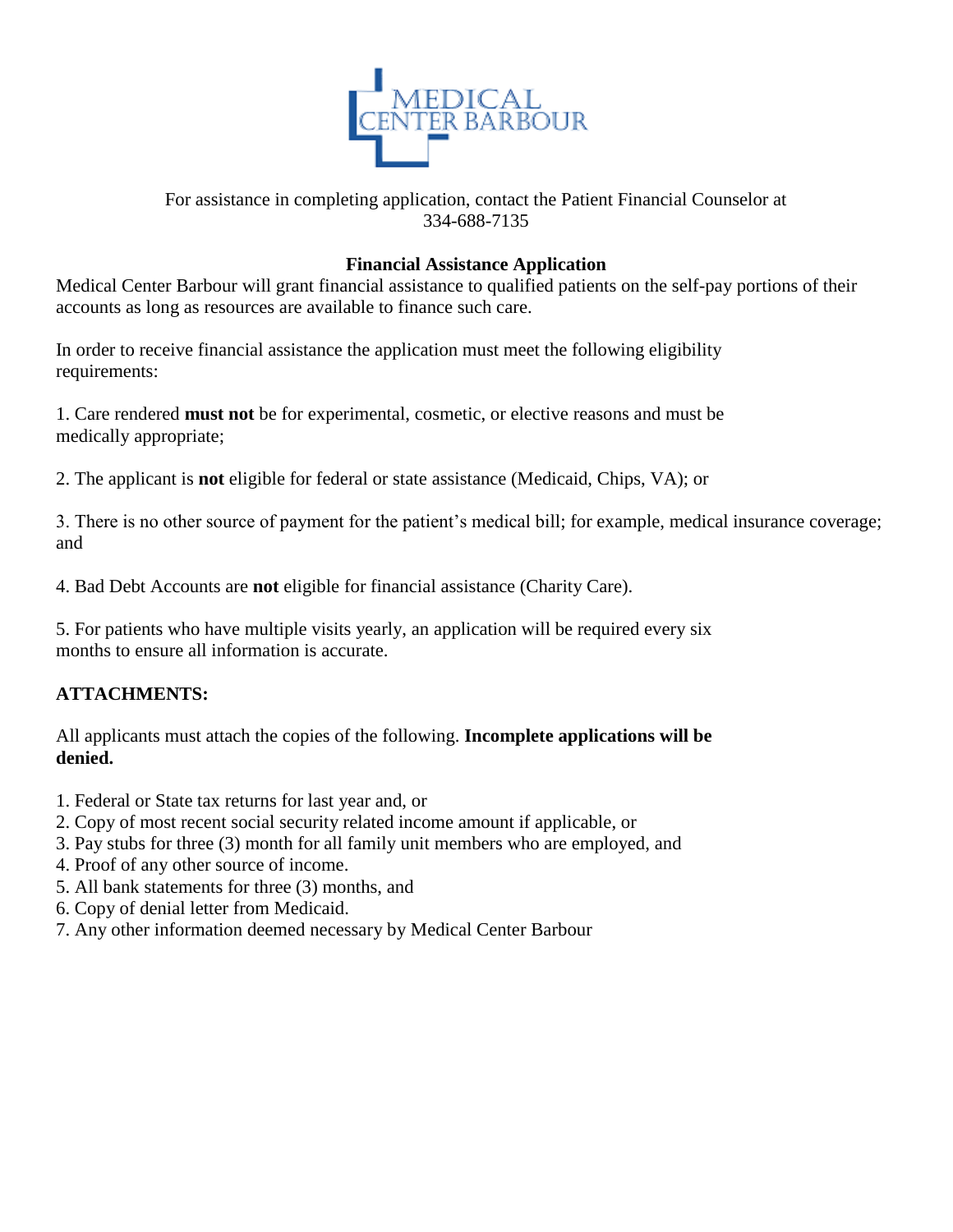MEDICAL CENTER BARBOUR

For assistance in completing application, contact the Patient Financial Counselor at 334-688-7135

## Financial Assistance Application

Medical Center Barbour will grant financial assistance to qualified patients on the self-pay portions of their accounts as long as resources are available to finance such care.

In order to receive financial assistance the application must meet the following eligibility requirements:

1. Care rendered **must not** be for experimental, cosmetic, or elective reasons and must be medically appropriate;

2. The applicant is **not** eligible for federal or state assistance (Medicaid, Chips, VA); or

3. There is no other source of payment for the patient's medical bill; for example, medical insurance coverage; and

4. Bad Debt Accounts are **not** eligible for financial assistance (Charity Care).

5. For patients who have multiple visits yearly, an application will be required every six months to ensure all information is accurate.

**ATTACHMENTS:**

All applicants must attach the copies of the following. **Incomplete applications will be denied.**

1. Federal or State tax returns for last year and, or
2. Copy of most recent social security related income amount if applicable, or
3. Pay stubs for three (3) month for all family unit members who are employed, and
4. Proof of any other source of income.
5. All bank statements for three (3) months, and
6. Copy of denial letter from Medicaid.
7. Any other information deemed necessary by Medical Center Barbour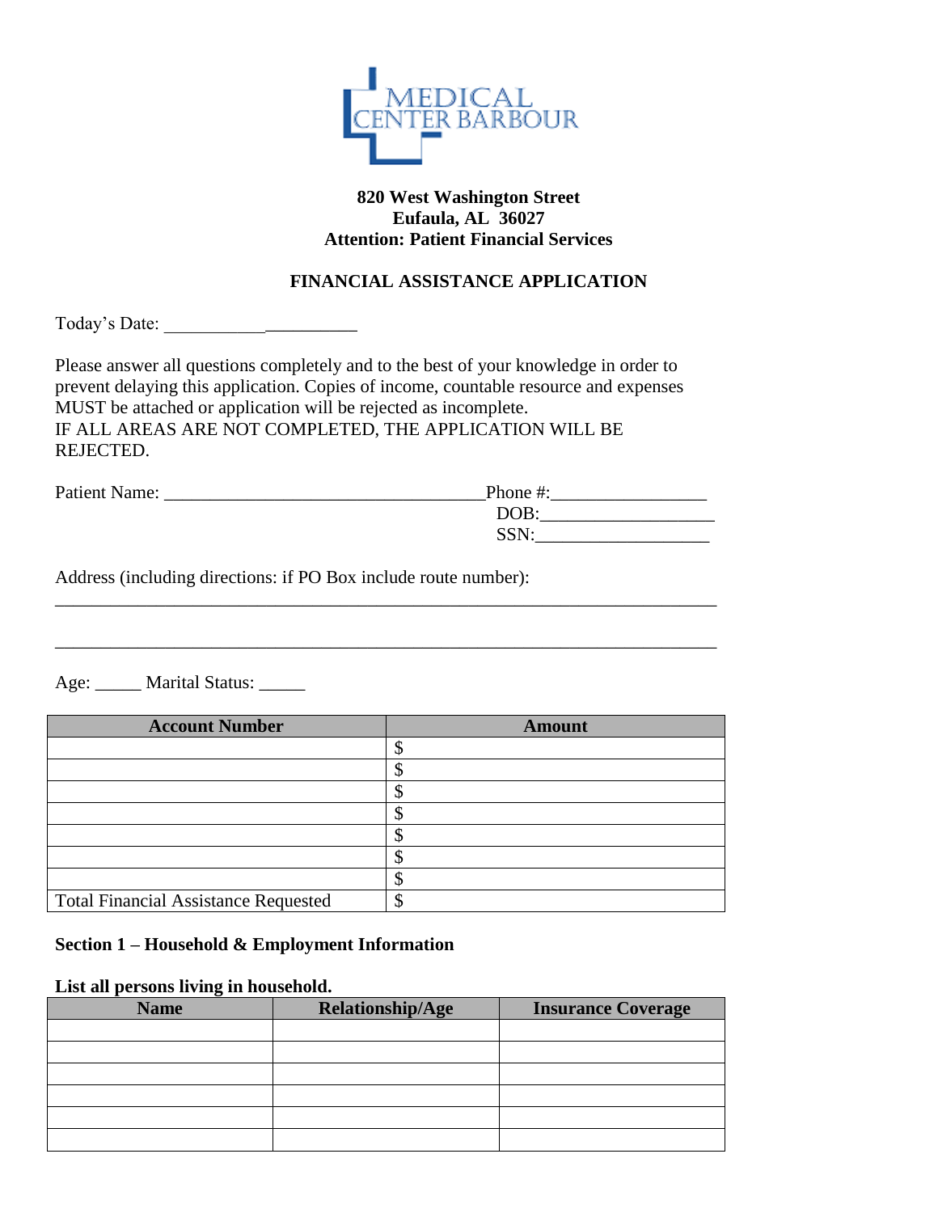MEDICAL CENTER BARBOUR

**820 West Washington Street**
**Eufaula, AL 36027**
**Attention: Patient Financial Services**

## FINANCIAL ASSISTANCE APPLICATION

Today's Date: _____________________

Please answer all questions completely and to the best of your knowledge in order to prevent delaying this application. Copies of income, countable resource and expenses MUST be attached or application will be rejected as incomplete.
IF ALL AREAS ARE NOT COMPLETED, THE APPLICATION WILL BE REJECTED.

Patient Name: ___________________________________ Phone #:_________________

DOB:___________________

SSN:___________________

Address (including directions: if PO Box include route number):

___________________________________________________________________________

___________________________________________________________________________

Age: _____ Marital Status: _____

| Account Number | Amount |
|---|---|
| | $ |
| | $ |
| | $ |
| | $ |
| | $ |
| | $ |
| | $ |
| Total Financial Assistance Requested | $ |

### Section 1 – Household & Employment Information

**List all persons living in household.**

| Name | Relationship/Age | Insurance Coverage |
|---|---|---|
| | | |
| | | |
| | | |
| | | |
| | | |
| | | |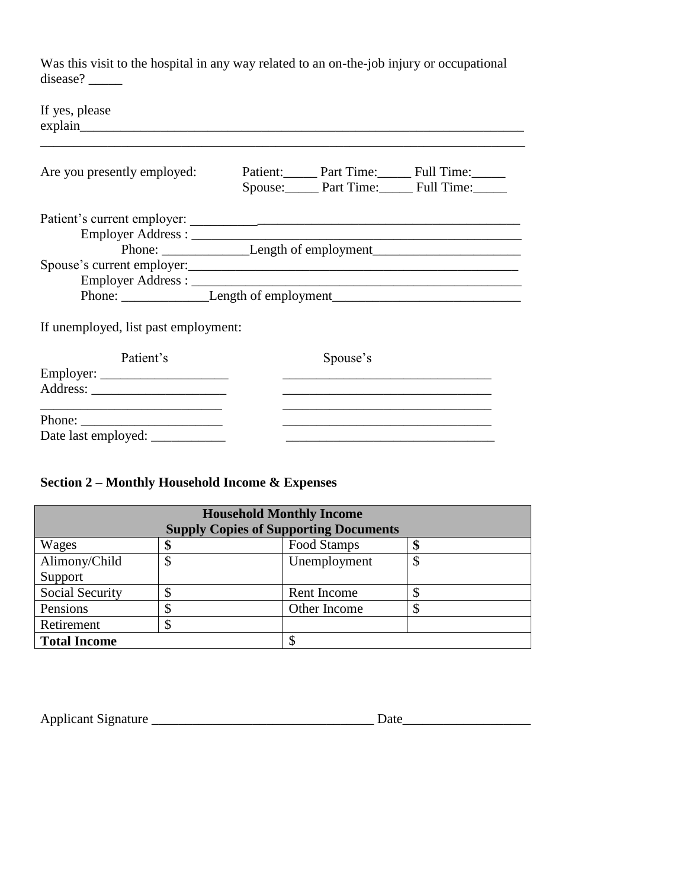Was this visit to the hospital in any way related to an on-the-job injury or occupational disease? _____

If yes, please explain_____________________________________________________________________

_____________________________________________________________________________

Are you presently employed: Patient:_____ Part Time:_____ Full Time:_____
Spouse:_____ Part Time:_____ Full Time:_____

Patient's current employer: ______________________________________________________

Employer Address : ____________________________________________________

Phone: _____________Length of employment______________________

Spouse's current employer:___________________________________________________

Employer Address : ____________________________________________________

Phone: _____________Length of employment____________________________

If unemployed, list past employment:

| | Patient's | Spouse's |
|---|---|---|
| Employer: | ___________________ | _______________________________ |
| Address: | ___________________ | _______________________________ |
| | ___________________ | _______________________________ |
| Phone: | ___________________ | _______________________________ |
| Date last employed: | ___________ | _______________________________ |

## Section 2 – Monthly Household Income & Expenses

| **Household Monthly Income**<br>**Supply Copies of Supporting Documents** | | | |
|---|---|---|---|
| Wages | **$** | Food Stamps | **$** |
| Alimony/Child Support | $ | Unemployment | $ |
| Social Security | $ | Rent Income | $ |
| Pensions | $ | Other Income | $ |
| Retirement | $ | | |
| **Total Income** | | $ | |

Applicant Signature _________________________________ Date___________________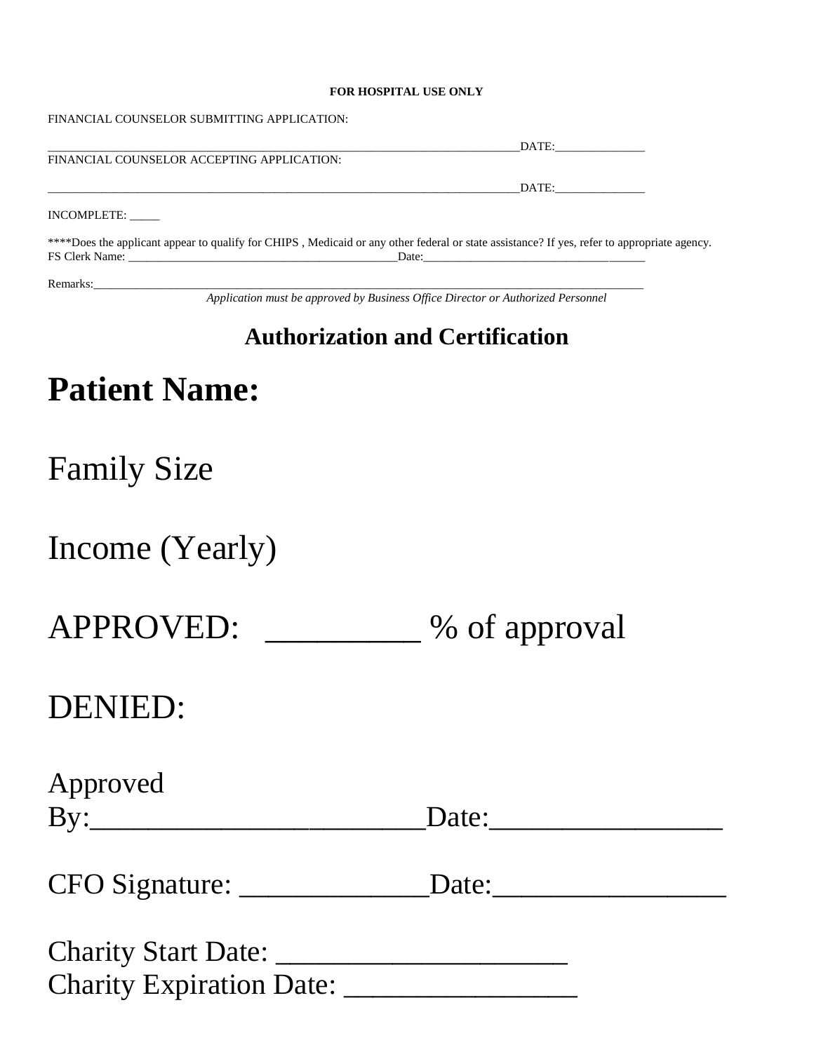**FOR HOSPITAL USE ONLY**

FINANCIAL COUNSELOR SUBMITTING APPLICATION:

_________________________________________________________________________________DATE:_______________

FINANCIAL COUNSELOR ACCEPTING APPLICATION:

_________________________________________________________________________________DATE:_______________

INCOMPLETE: _____

****Does the applicant appear to qualify for CHIPS , Medicaid or any other federal or state assistance? If yes, refer to appropriate agency.

FS Clerk Name: _______________________________________________Date:__________________________________

Remarks:__________________________________________________________________________________________

*Application must be approved by Business Office Director or Authorized Personnel*

## Authorization and Certification

# Patient Name:

Family Size

Income (Yearly)

APPROVED: _________ % of approval

DENIED:

Approved By:_______________________Date:________________

CFO Signature: _____________Date:________________

Charity Start Date: ____________________

Charity Expiration Date: ________________